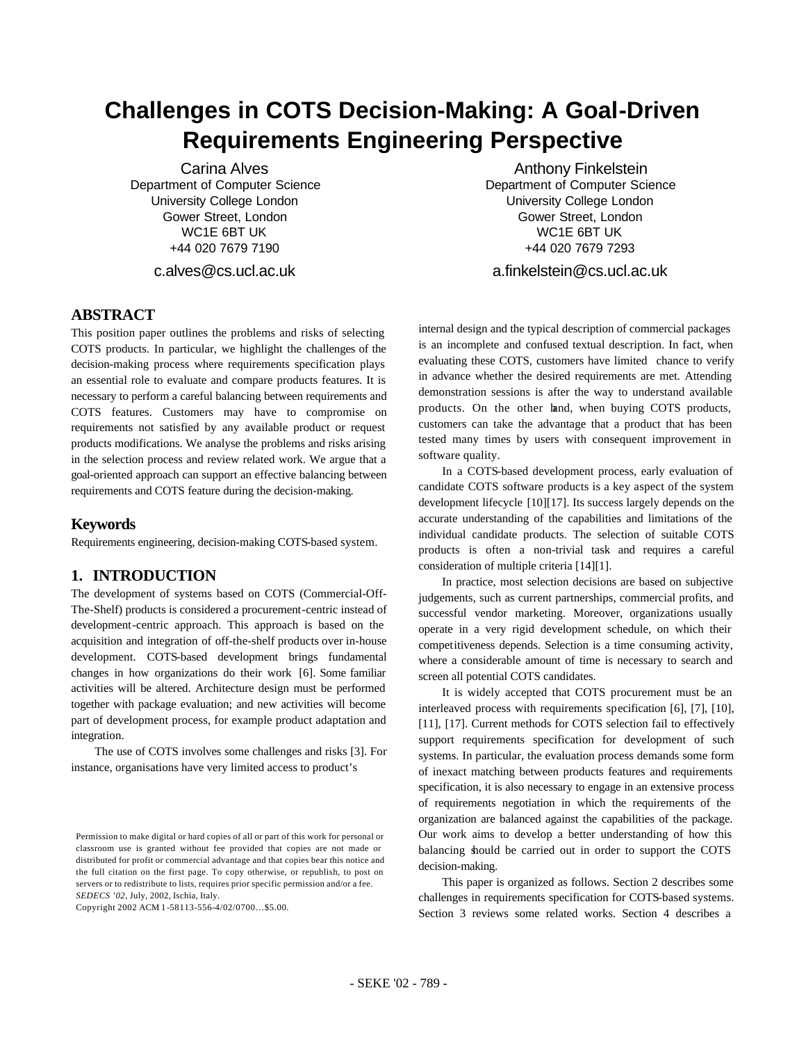# Challenges in COTS Decision-Making: A Goal-Driven Requirements Engineering Perspective

Carina Alves
Department of Computer Science
University College London
Gower Street, London
WC1E 6BT UK
+44 020 7679 7190
c.alves@cs.ucl.ac.uk

Anthony Finkelstein
Department of Computer Science
University College London
Gower Street, London
WC1E 6BT UK
+44 020 7679 7293
a.finkelstein@cs.ucl.ac.uk

## ABSTRACT

This position paper outlines the problems and risks of selecting COTS products. In particular, we highlight the challenges of the decision-making process where requirements specification plays an essential role to evaluate and compare products features. It is necessary to perform a careful balancing between requirements and COTS features. Customers may have to compromise on requirements not satisfied by any available product or request products modifications. We analyse the problems and risks arising in the selection process and review related work. We argue that a goal-oriented approach can support an effective balancing between requirements and COTS feature during the decision-making.

## Keywords

Requirements engineering, decision-making COTS-based system.

## 1. INTRODUCTION

The development of systems based on COTS (Commercial-Off-The-Shelf) products is considered a procurement-centric instead of development-centric approach. This approach is based on the acquisition and integration of off-the-shelf products over in-house development. COTS-based development brings fundamental changes in how organizations do their work [6]. Some familiar activities will be altered. Architecture design must be performed together with package evaluation; and new activities will become part of development process, for example product adaptation and integration.

The use of COTS involves some challenges and risks [3]. For instance, organisations have very limited access to product's internal design and the typical description of commercial packages is an incomplete and confused textual description. In fact, when evaluating these COTS, customers have limited chance to verify in advance whether the desired requirements are met. Attending demonstration sessions is after the way to understand available products. On the other hand, when buying COTS products, customers can take the advantage that a product that has been tested many times by users with consequent improvement in software quality.

In a COTS-based development process, early evaluation of candidate COTS software products is a key aspect of the system development lifecycle [10][17]. Its success largely depends on the accurate understanding of the capabilities and limitations of the individual candidate products. The selection of suitable COTS products is often a non-trivial task and requires a careful consideration of multiple criteria [14][1].

In practice, most selection decisions are based on subjective judgements, such as current partnerships, commercial profits, and successful vendor marketing. Moreover, organizations usually operate in a very rigid development schedule, on which their competitiveness depends. Selection is a time consuming activity, where a considerable amount of time is necessary to search and screen all potential COTS candidates.

It is widely accepted that COTS procurement must be an interleaved process with requirements specification [6], [7], [10], [11], [17]. Current methods for COTS selection fail to effectively support requirements specification for development of such systems. In particular, the evaluation process demands some form of inexact matching between products features and requirements specification, it is also necessary to engage in an extensive process of requirements negotiation in which the requirements of the organization are balanced against the capabilities of the package. Our work aims to develop a better understanding of how this balancing should be carried out in order to support the COTS decision-making.

This paper is organized as follows. Section 2 describes some challenges in requirements specification for COTS-based systems. Section 3 reviews some related works. Section 4 describes a

Permission to make digital or hard copies of all or part of this work for personal or classroom use is granted without fee provided that copies are not made or distributed for profit or commercial advantage and that copies bear this notice and the full citation on the first page. To copy otherwise, or republish, to post on servers or to redistribute to lists, requires prior specific permission and/or a fee.
*SEDECS '02*, July, 2002, Ischia, Italy.
Copyright 2002 ACM 1-58113-556-4/02/0700…$5.00.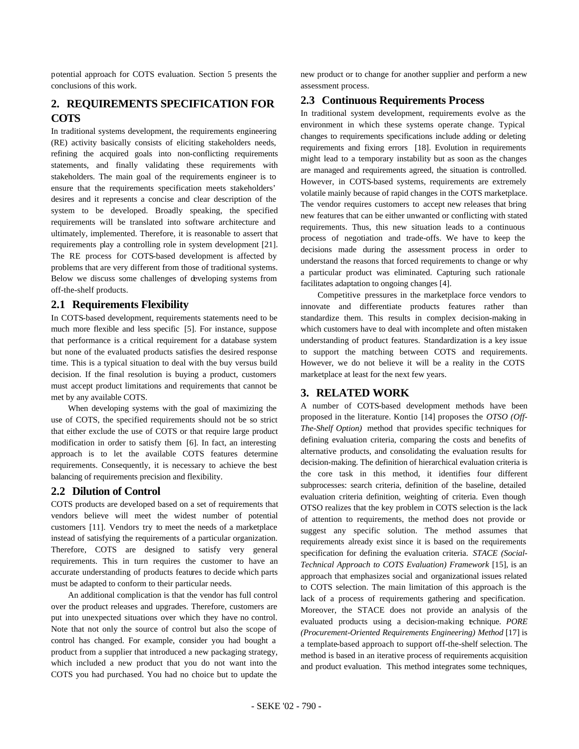potential approach for COTS evaluation. Section 5 presents the conclusions of this work.

## 2. REQUIREMENTS SPECIFICATION FOR COTS

In traditional systems development, the requirements engineering (RE) activity basically consists of eliciting stakeholders needs, refining the acquired goals into non-conflicting requirements statements, and finally validating these requirements with stakeholders. The main goal of the requirements engineer is to ensure that the requirements specification meets stakeholders' desires and it represents a concise and clear description of the system to be developed. Broadly speaking, the specified requirements will be translated into software architecture and ultimately, implemented. Therefore, it is reasonable to assert that requirements play a controlling role in system development [21]. The RE process for COTS-based development is affected by problems that are very different from those of traditional systems. Below we discuss some challenges of developing systems from off-the-shelf products.

### 2.1 Requirements Flexibility

In COTS-based development, requirements statements need to be much more flexible and less specific [5]. For instance, suppose that performance is a critical requirement for a database system but none of the evaluated products satisfies the desired response time. This is a typical situation to deal with the buy versus build decision. If the final resolution is buying a product, customers must accept product limitations and requirements that cannot be met by any available COTS.

When developing systems with the goal of maximizing the use of COTS, the specified requirements should not be so strict that either exclude the use of COTS or that require large product modification in order to satisfy them [6]. In fact, an interesting approach is to let the available COTS features determine requirements. Consequently, it is necessary to achieve the best balancing of requirements precision and flexibility.

### 2.2 Dilution of Control

COTS products are developed based on a set of requirements that vendors believe will meet the widest number of potential customers [11]. Vendors try to meet the needs of a marketplace instead of satisfying the requirements of a particular organization. Therefore, COTS are designed to satisfy very general requirements. This in turn requires the customer to have an accurate understanding of products features to decide which parts must be adapted to conform to their particular needs.

An additional complication is that the vendor has full control over the product releases and upgrades. Therefore, customers are put into unexpected situations over which they have no control. Note that not only the source of control but also the scope of control has changed. For example, consider you had bought a product from a supplier that introduced a new packaging strategy, which included a new product that you do not want into the COTS you had purchased. You had no choice but to update the new product or to change for another supplier and perform a new assessment process.

### 2.3 Continuous Requirements Process

In traditional system development, requirements evolve as the environment in which these systems operate change. Typical changes to requirements specifications include adding or deleting requirements and fixing errors [18]. Evolution in requirements might lead to a temporary instability but as soon as the changes are managed and requirements agreed, the situation is controlled. However, in COTS-based systems, requirements are extremely volatile mainly because of rapid changes in the COTS marketplace. The vendor requires customers to accept new releases that bring new features that can be either unwanted or conflicting with stated requirements. Thus, this new situation leads to a continuous process of negotiation and trade-offs. We have to keep the decisions made during the assessment process in order to understand the reasons that forced requirements to change or why a particular product was eliminated. Capturing such rationale facilitates adaptation to ongoing changes [4].

Competitive pressures in the marketplace force vendors to innovate and differentiate products features rather than standardize them. This results in complex decision-making in which customers have to deal with incomplete and often mistaken understanding of product features. Standardization is a key issue to support the matching between COTS and requirements. However, we do not believe it will be a reality in the COTS marketplace at least for the next few years.

## 3. RELATED WORK

A number of COTS-based development methods have been proposed in the literature. Kontio [14] proposes the *OTSO (Off-The-Shelf Option)* method that provides specific techniques for defining evaluation criteria, comparing the costs and benefits of alternative products, and consolidating the evaluation results for decision-making. The definition of hierarchical evaluation criteria is the core task in this method, it identifies four different subprocesses: search criteria, definition of the baseline, detailed evaluation criteria definition, weighting of criteria. Even though OTSO realizes that the key problem in COTS selection is the lack of attention to requirements, the method does not provide or suggest any specific solution. The method assumes that requirements already exist since it is based on the requirements specification for defining the evaluation criteria. *STACE (Social-Technical Approach to COTS Evaluation) Framework* [15], is an approach that emphasizes social and organizational issues related to COTS selection. The main limitation of this approach is the lack of a process of requirements gathering and specification. Moreover, the STACE does not provide an analysis of the evaluated products using a decision-making technique. *PORE (Procurement-Oriented Requirements Engineering) Method* [17] is a template-based approach to support off-the-shelf selection. The method is based in an iterative process of requirements acquisition and product evaluation. This method integrates some techniques,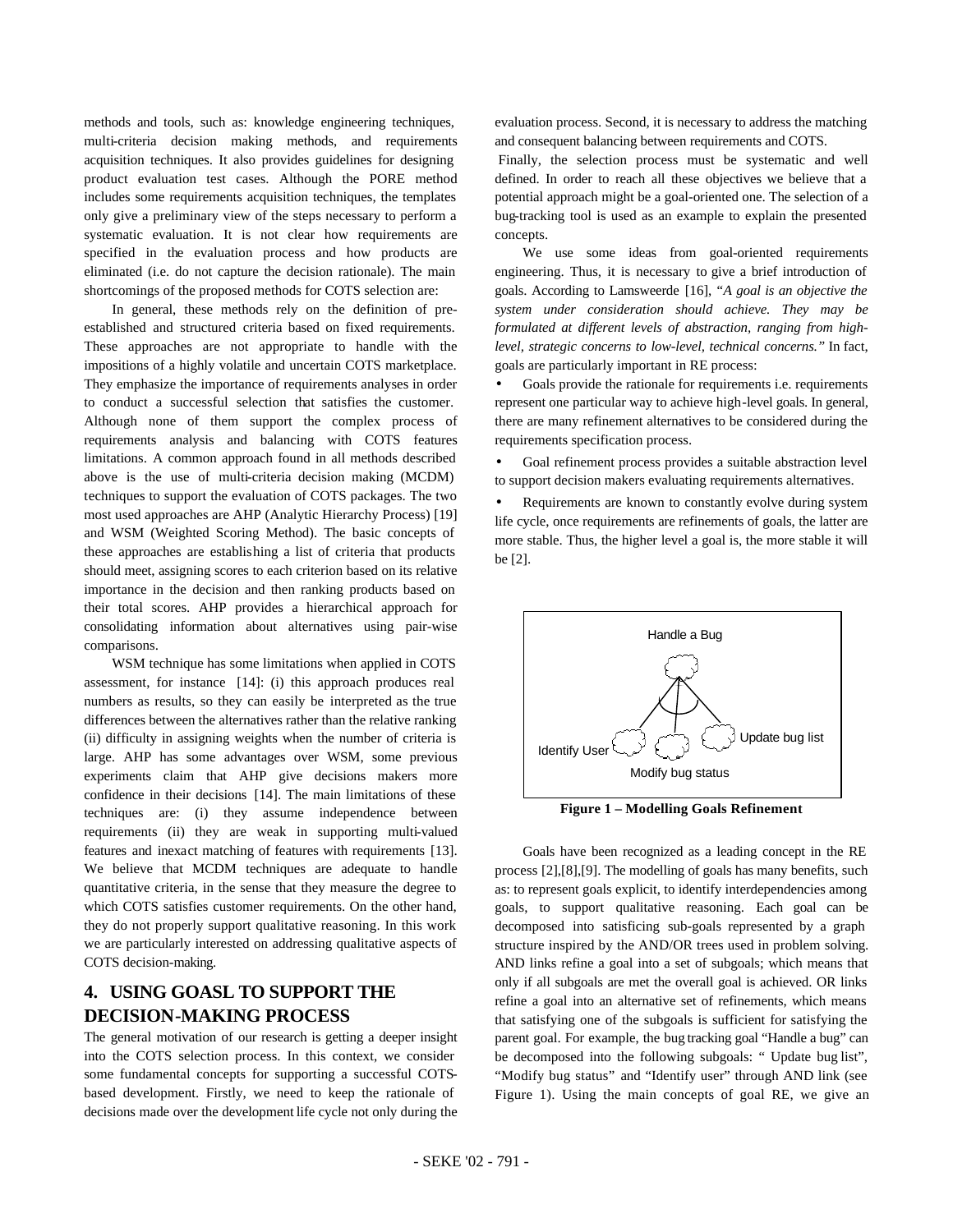methods and tools, such as: knowledge engineering techniques, multi-criteria decision making methods, and requirements acquisition techniques. It also provides guidelines for designing product evaluation test cases. Although the PORE method includes some requirements acquisition techniques, the templates only give a preliminary view of the steps necessary to perform a systematic evaluation. It is not clear how requirements are specified in the evaluation process and how products are eliminated (i.e. do not capture the decision rationale). The main shortcomings of the proposed methods for COTS selection are:

In general, these methods rely on the definition of pre-established and structured criteria based on fixed requirements. These approaches are not appropriate to handle with the impositions of a highly volatile and uncertain COTS marketplace. They emphasize the importance of requirements analyses in order to conduct a successful selection that satisfies the customer. Although none of them support the complex process of requirements analysis and balancing with COTS features limitations. A common approach found in all methods described above is the use of multi-criteria decision making (MCDM) techniques to support the evaluation of COTS packages. The two most used approaches are AHP (Analytic Hierarchy Process) [19] and WSM (Weighted Scoring Method). The basic concepts of these approaches are establishing a list of criteria that products should meet, assigning scores to each criterion based on its relative importance in the decision and then ranking products based on their total scores. AHP provides a hierarchical approach for consolidating information about alternatives using pair-wise comparisons.

WSM technique has some limitations when applied in COTS assessment, for instance [14]: (i) this approach produces real numbers as results, so they can easily be interpreted as the true differences between the alternatives rather than the relative ranking (ii) difficulty in assigning weights when the number of criteria is large. AHP has some advantages over WSM, some previous experiments claim that AHP give decisions makers more confidence in their decisions [14]. The main limitations of these techniques are: (i) they assume independence between requirements (ii) they are weak in supporting multi-valued features and inexact matching of features with requirements [13]. We believe that MCDM techniques are adequate to handle quantitative criteria, in the sense that they measure the degree to which COTS satisfies customer requirements. On the other hand, they do not properly support qualitative reasoning. In this work we are particularly interested on addressing qualitative aspects of COTS decision-making.

# 4. USING GOASL TO SUPPORT THE DECISION-MAKING PROCESS

The general motivation of our research is getting a deeper insight into the COTS selection process. In this context, we consider some fundamental concepts for supporting a successful COTS-based development. Firstly, we need to keep the rationale of decisions made over the development life cycle not only during the evaluation process. Second, it is necessary to address the matching and consequent balancing between requirements and COTS. Finally, the selection process must be systematic and well defined. In order to reach all these objectives we believe that a potential approach might be a goal-oriented one. The selection of a bug-tracking tool is used as an example to explain the presented concepts.

We use some ideas from goal-oriented requirements engineering. Thus, it is necessary to give a brief introduction of goals. According to Lamsweerde [16], "*A goal is an objective the system under consideration should achieve. They may be formulated at different levels of abstraction, ranging from high-level, strategic concerns to low-level, technical concerns.*" In fact, goals are particularly important in RE process:

- Goals provide the rationale for requirements i.e. requirements represent one particular way to achieve high-level goals. In general, there are many refinement alternatives to be considered during the requirements specification process.
- Goal refinement process provides a suitable abstraction level to support decision makers evaluating requirements alternatives.
- Requirements are known to constantly evolve during system life cycle, once requirements are refinements of goals, the latter are more stable. Thus, the higher level a goal is, the more stable it will be [2].

**Figure 1 – Modelling Goals Refinement**

Goals have been recognized as a leading concept in the RE process [2],[8],[9]. The modelling of goals has many benefits, such as: to represent goals explicit, to identify interdependencies among goals, to support qualitative reasoning. Each goal can be decomposed into satisficing sub-goals represented by a graph structure inspired by the AND/OR trees used in problem solving. AND links refine a goal into a set of subgoals; which means that only if all subgoals are met the overall goal is achieved. OR links refine a goal into an alternative set of refinements, which means that satisfying one of the subgoals is sufficient for satisfying the parent goal. For example, the bug tracking goal "Handle a bug" can be decomposed into the following subgoals: " Update bug list", "Modify bug status" and "Identify user" through AND link (see Figure 1). Using the main concepts of goal RE, we give an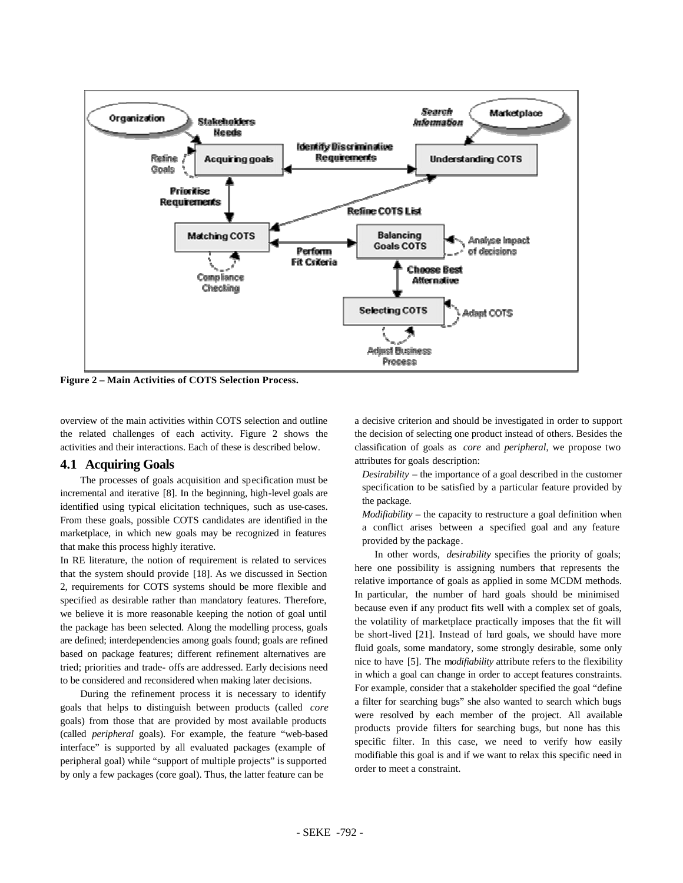Organization

Stakeholders Needs

Search Information

Marketplace

Refine Goals

Acquiring goals

Identify Discriminative Requirements

Understanding COTS

Prioritise Requirements

Refine COTS List

Matching COTS

Perform Fit Criteria

Balancing Goals COTS

Analyse Impact of decisions

Compliance Checking

Choose Best Alternative

Selecting COTS

Adapt COTS

Adjust Business Process

**Figure 2 – Main Activities of COTS Selection Process.**

overview of the main activities within COTS selection and outline the related challenges of each activity. Figure 2 shows the activities and their interactions. Each of these is described below.

## 4.1 Acquiring Goals

The processes of goals acquisition and specification must be incremental and iterative [8]. In the beginning, high-level goals are identified using typical elicitation techniques, such as use-cases. From these goals, possible COTS candidates are identified in the marketplace, in which new goals may be recognized in features that make this process highly iterative.

In RE literature, the notion of requirement is related to services that the system should provide [18]. As we discussed in Section 2, requirements for COTS systems should be more flexible and specified as desirable rather than mandatory features. Therefore, we believe it is more reasonable keeping the notion of goal until the package has been selected. Along the modelling process, goals are defined; interdependencies among goals found; goals are refined based on package features; different refinement alternatives are tried; priorities and trade- offs are addressed. Early decisions need to be considered and reconsidered when making later decisions.

During the refinement process it is necessary to identify goals that helps to distinguish between products (called *core* goals) from those that are provided by most available products (called *peripheral* goals). For example, the feature "web-based interface" is supported by all evaluated packages (example of peripheral goal) while "support of multiple projects" is supported by only a few packages (core goal). Thus, the latter feature can be a decisive criterion and should be investigated in order to support the decision of selecting one product instead of others. Besides the classification of goals as *core* and *peripheral*, we propose two attributes for goals description:

*Desirability* – the importance of a goal described in the customer specification to be satisfied by a particular feature provided by the package.

*Modifiability* – the capacity to restructure a goal definition when a conflict arises between a specified goal and any feature provided by the package.

In other words, *desirability* specifies the priority of goals; here one possibility is assigning numbers that represents the relative importance of goals as applied in some MCDM methods. In particular, the number of hard goals should be minimised because even if any product fits well with a complex set of goals, the volatility of marketplace practically imposes that the fit will be short-lived [21]. Instead of hard goals, we should have more fluid goals, some mandatory, some strongly desirable, some only nice to have [5]. The m*odifiability* attribute refers to the flexibility in which a goal can change in order to accept features constraints. For example, consider that a stakeholder specified the goal "define a filter for searching bugs" she also wanted to search which bugs were resolved by each member of the project. All available products provide filters for searching bugs, but none has this specific filter. In this case, we need to verify how easily modifiable this goal is and if we want to relax this specific need in order to meet a constraint.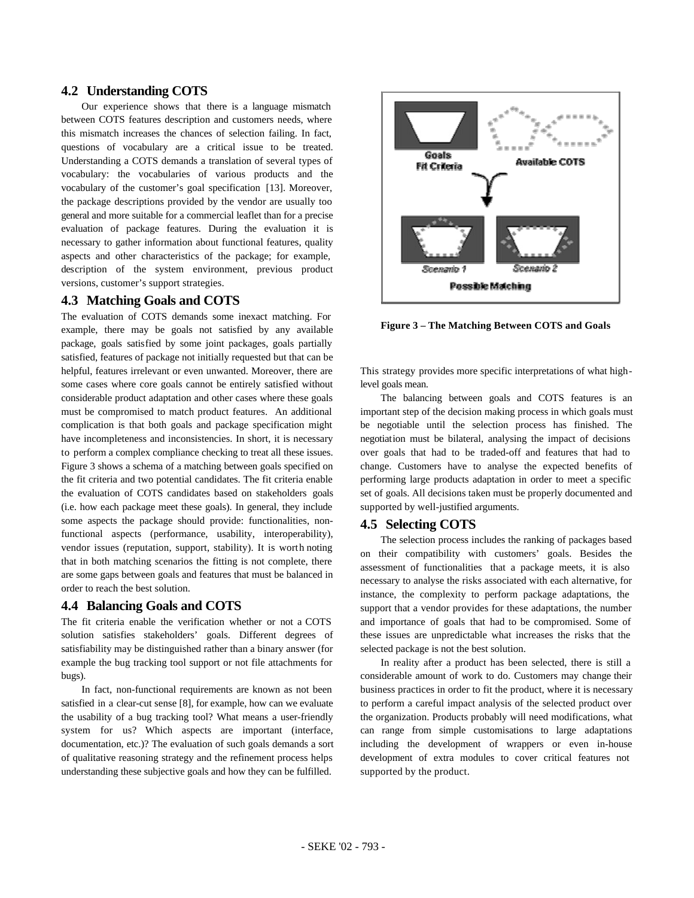## 4.2 Understanding COTS

Our experience shows that there is a language mismatch between COTS features description and customers needs, where this mismatch increases the chances of selection failing. In fact, questions of vocabulary are a critical issue to be treated. Understanding a COTS demands a translation of several types of vocabulary: the vocabularies of various products and the vocabulary of the customer's goal specification [13]. Moreover, the package descriptions provided by the vendor are usually too general and more suitable for a commercial leaflet than for a precise evaluation of package features. During the evaluation it is necessary to gather information about functional features, quality aspects and other characteristics of the package; for example, description of the system environment, previous product versions, customer's support strategies.

## 4.3 Matching Goals and COTS

The evaluation of COTS demands some inexact matching. For example, there may be goals not satisfied by any available package, goals satisfied by some joint packages, goals partially satisfied, features of package not initially requested but that can be helpful, features irrelevant or even unwanted. Moreover, there are some cases where core goals cannot be entirely satisfied without considerable product adaptation and other cases where these goals must be compromised to match product features. An additional complication is that both goals and package specification might have incompleteness and inconsistencies. In short, it is necessary to perform a complex compliance checking to treat all these issues. Figure 3 shows a schema of a matching between goals specified on the fit criteria and two potential candidates. The fit criteria enable the evaluation of COTS candidates based on stakeholders goals (i.e. how each package meet these goals). In general, they include some aspects the package should provide: functionalities, non-functional aspects (performance, usability, interoperability), vendor issues (reputation, support, stability). It is worth noting that in both matching scenarios the fitting is not complete, there are some gaps between goals and features that must be balanced in order to reach the best solution.

Goals
Fit Criteria
Available COTS
Scenario 1
Scenario 2
Possible Matching

**Figure 3 – The Matching Between COTS and Goals**

## 4.4 Balancing Goals and COTS

The fit criteria enable the verification whether or not a COTS solution satisfies stakeholders' goals. Different degrees of satisfiability may be distinguished rather than a binary answer (for example the bug tracking tool support or not file attachments for bugs).

In fact, non-functional requirements are known as not been satisfied in a clear-cut sense [8], for example, how can we evaluate the usability of a bug tracking tool? What means a user-friendly system for us? Which aspects are important (interface, documentation, etc.)? The evaluation of such goals demands a sort of qualitative reasoning strategy and the refinement process helps understanding these subjective goals and how they can be fulfilled. This strategy provides more specific interpretations of what high-level goals mean.

The balancing between goals and COTS features is an important step of the decision making process in which goals must be negotiable until the selection process has finished. The negotiation must be bilateral, analysing the impact of decisions over goals that had to be traded-off and features that had to change. Customers have to analyse the expected benefits of performing large products adaptation in order to meet a specific set of goals. All decisions taken must be properly documented and supported by well-justified arguments.

## 4.5 Selecting COTS

The selection process includes the ranking of packages based on their compatibility with customers' goals. Besides the assessment of functionalities that a package meets, it is also necessary to analyse the risks associated with each alternative, for instance, the complexity to perform package adaptations, the support that a vendor provides for these adaptations, the number and importance of goals that had to be compromised. Some of these issues are unpredictable what increases the risks that the selected package is not the best solution.

In reality after a product has been selected, there is still a considerable amount of work to do. Customers may change their business practices in order to fit the product, where it is necessary to perform a careful impact analysis of the selected product over the organization. Products probably will need modifications, what can range from simple customisations to large adaptations including the development of wrappers or even in-house development of extra modules to cover critical features not supported by the product.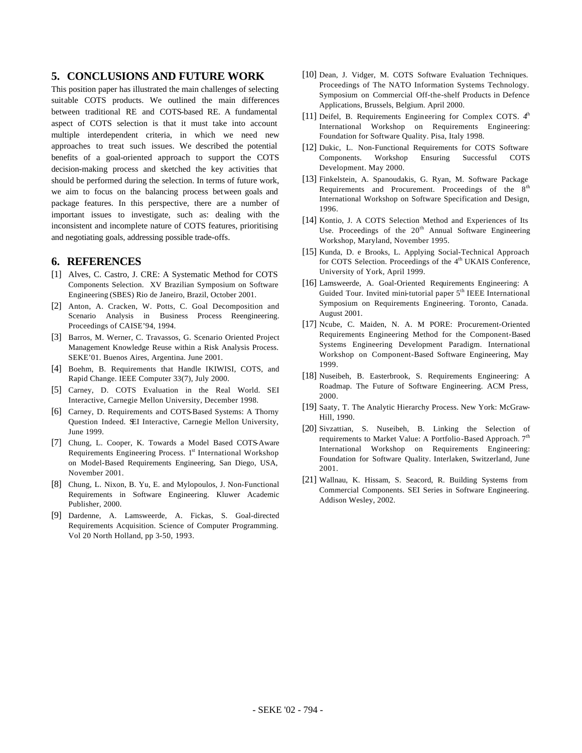## 5. CONCLUSIONS AND FUTURE WORK

This position paper has illustrated the main challenges of selecting suitable COTS products. We outlined the main differences between traditional RE and COTS-based RE. A fundamental aspect of COTS selection is that it must take into account multiple interdependent criteria, in which we need new approaches to treat such issues. We described the potential benefits of a goal-oriented approach to support the COTS decision-making process and sketched the key activities that should be performed during the selection. In terms of future work, we aim to focus on the balancing process between goals and package features. In this perspective, there are a number of important issues to investigate, such as: dealing with the inconsistent and incomplete nature of COTS features, prioritising and negotiating goals, addressing possible trade-offs.

## 6. REFERENCES

[1] Alves, C. Castro, J. CRE: A Systematic Method for COTS Components Selection. XV Brazilian Symposium on Software Engineering (SBES) Rio de Janeiro, Brazil, October 2001.

[2] Anton, A. Cracken, W. Potts, C. Goal Decomposition and Scenario Analysis in Business Process Reengineering. Proceedings of CAISE'94, 1994.

[3] Barros, M. Werner, C. Travassos, G. Scenario Oriented Project Management Knowledge Reuse within a Risk Analysis Process. SEKE'01. Buenos Aires, Argentina. June 2001.

[4] Boehm, B. Requirements that Handle IKIWISI, COTS, and Rapid Change. IEEE Computer 33(7), July 2000.

[5] Carney, D. COTS Evaluation in the Real World. SEI Interactive, Carnegie Mellon University, December 1998.

[6] Carney, D. Requirements and COTS-Based Systems: A Thorny Question Indeed. SEI Interactive, Carnegie Mellon University, June 1999.

[7] Chung, L. Cooper, K. Towards a Model Based COTS-Aware Requirements Engineering Process. 1st International Workshop on Model-Based Requirements Engineering, San Diego, USA, November 2001.

[8] Chung, L. Nixon, B. Yu, E. and Mylopoulos, J. Non-Functional Requirements in Software Engineering. Kluwer Academic Publisher, 2000.

[9] Dardenne, A. Lamsweerde, A. Fickas, S. Goal-directed Requirements Acquisition. Science of Computer Programming. Vol 20 North Holland, pp 3-50, 1993.

[10] Dean, J. Vidger, M. COTS Software Evaluation Techniques. Proceedings of The NATO Information Systems Technology. Symposium on Commercial Off-the-shelf Products in Defence Applications, Brussels, Belgium. April 2000.

[11] Deifel, B. Requirements Engineering for Complex COTS. 4th International Workshop on Requirements Engineering: Foundation for Software Quality. Pisa, Italy 1998.

[12] Dukic, L. Non-Functional Requirements for COTS Software Components. Workshop Ensuring Successful COTS Development. May 2000.

[13] Finkelstein, A. Spanoudakis, G. Ryan, M. Software Package Requirements and Procurement. Proceedings of the 8th International Workshop on Software Specification and Design, 1996.

[14] Kontio, J. A COTS Selection Method and Experiences of Its Use. Proceedings of the 20th Annual Software Engineering Workshop, Maryland, November 1995.

[15] Kunda, D. e Brooks, L. Applying Social-Technical Approach for COTS Selection. Proceedings of the 4th UKAIS Conference, University of York, April 1999.

[16] Lamsweerde, A. Goal-Oriented Requirements Engineering: A Guided Tour. Invited mini-tutorial paper 5th IEEE International Symposium on Requirements Engineering. Toronto, Canada. August 2001.

[17] Ncube, C. Maiden, N. A. M PORE: Procurement-Oriented Requirements Engineering Method for the Component-Based Systems Engineering Development Paradigm. International Workshop on Component-Based Software Engineering, May 1999.

[18] Nuseibeh, B. Easterbrook, S. Requirements Engineering: A Roadmap. The Future of Software Engineering. ACM Press, 2000.

[19] Saaty, T. The Analytic Hierarchy Process. New York: McGraw-Hill, 1990.

[20] Sivzattian, S. Nuseibeh, B. Linking the Selection of requirements to Market Value: A Portfolio-Based Approach. 7th International Workshop on Requirements Engineering: Foundation for Software Quality. Interlaken, Switzerland, June 2001.

[21] Wallnau, K. Hissam, S. Seacord, R. Building Systems from Commercial Components. SEI Series in Software Engineering. Addison Wesley, 2002.